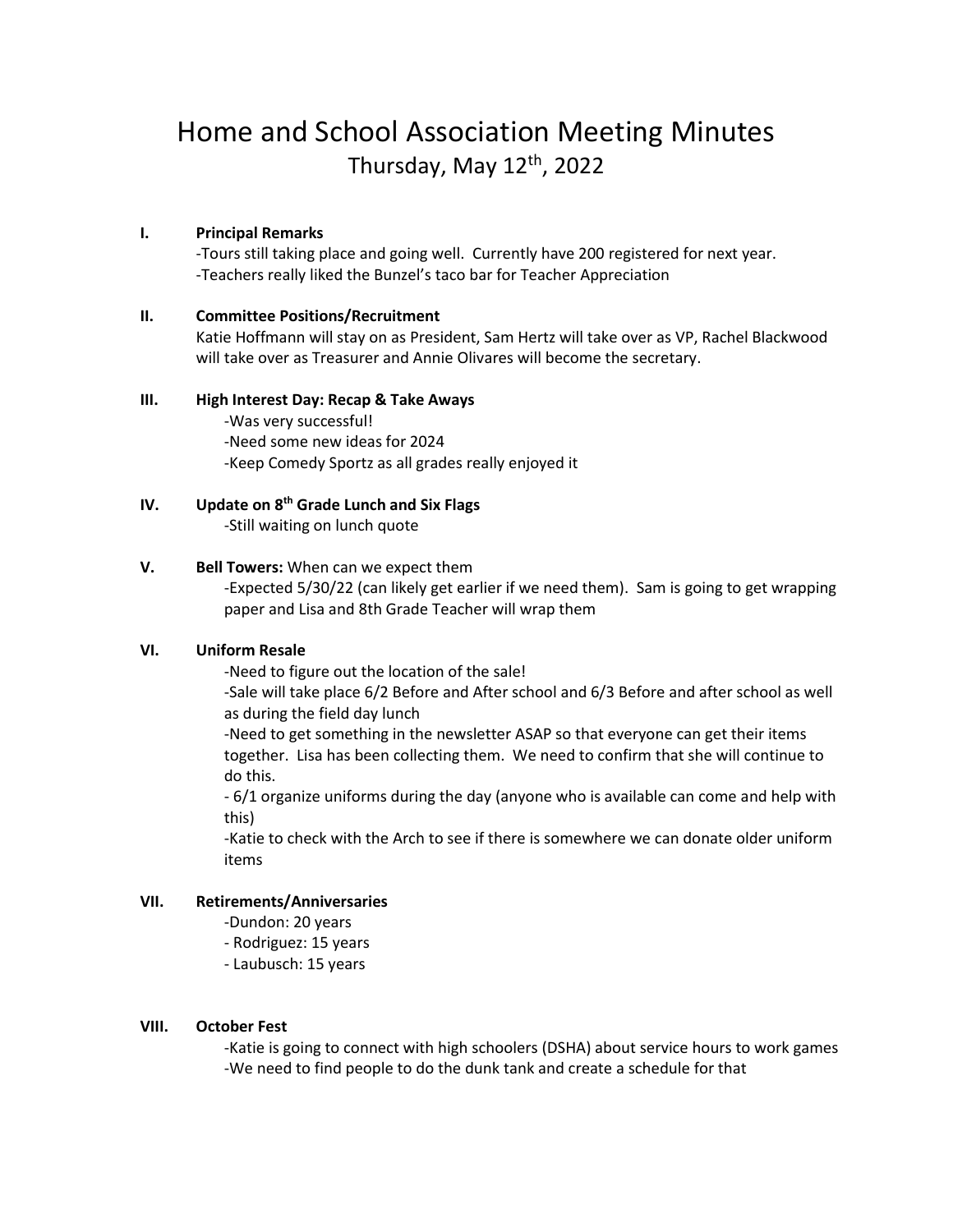# Home and School Association Meeting Minutes

Thursday, May 12th, 2022

## I. Principal Remarks

-Tours still taking place and going well. Currently have 200 registered for next year.
-Teachers really liked the Bunzel's taco bar for Teacher Appreciation

## II. Committee Positions/Recruitment

Katie Hoffmann will stay on as President, Sam Hertz will take over as VP, Rachel Blackwood will take over as Treasurer and Annie Olivares will become the secretary.

## III. High Interest Day: Recap & Take Aways

-Was very successful!
-Need some new ideas for 2024
-Keep Comedy Sportz as all grades really enjoyed it

## IV. Update on 8th Grade Lunch and Six Flags

-Still waiting on lunch quote

## V. Bell Towers: When can we expect them

-Expected 5/30/22 (can likely get earlier if we need them). Sam is going to get wrapping paper and Lisa and 8th Grade Teacher will wrap them

## VI. Uniform Resale

-Need to figure out the location of the sale!
-Sale will take place 6/2 Before and After school and 6/3 Before and after school as well as during the field day lunch
-Need to get something in the newsletter ASAP so that everyone can get their items together. Lisa has been collecting them. We need to confirm that she will continue to do this.
- 6/1 organize uniforms during the day (anyone who is available can come and help with this)
-Katie to check with the Arch to see if there is somewhere we can donate older uniform items

## VII. Retirements/Anniversaries

-Dundon: 20 years
- Rodriguez: 15 years
- Laubusch: 15 years

## VIII. October Fest

-Katie is going to connect with high schoolers (DSHA) about service hours to work games
-We need to find people to do the dunk tank and create a schedule for that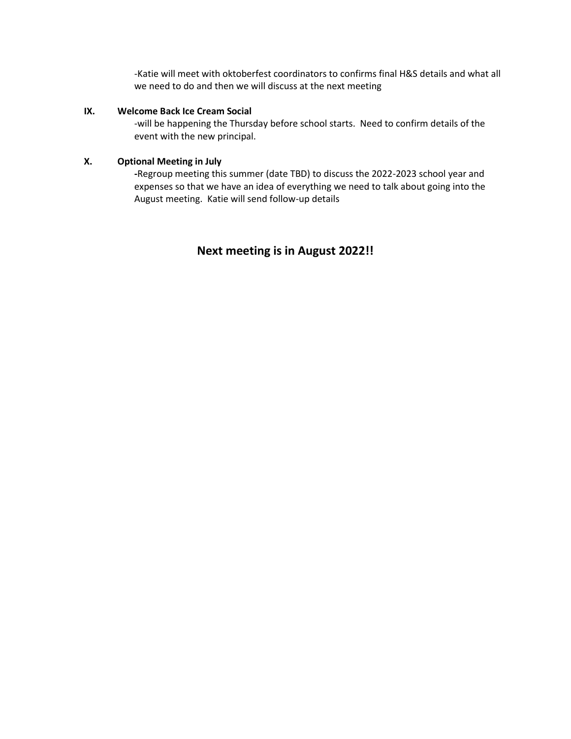-Katie will meet with oktoberfest coordinators to confirms final H&S details and what all we need to do and then we will discuss at the next meeting

**IX. Welcome Back Ice Cream Social**

-will be happening the Thursday before school starts. Need to confirm details of the event with the new principal.

**X. Optional Meeting in July**

**-**Regroup meeting this summer (date TBD) to discuss the 2022-2023 school year and expenses so that we have an idea of everything we need to talk about going into the August meeting. Katie will send follow-up details

## Next meeting is in August 2022!!